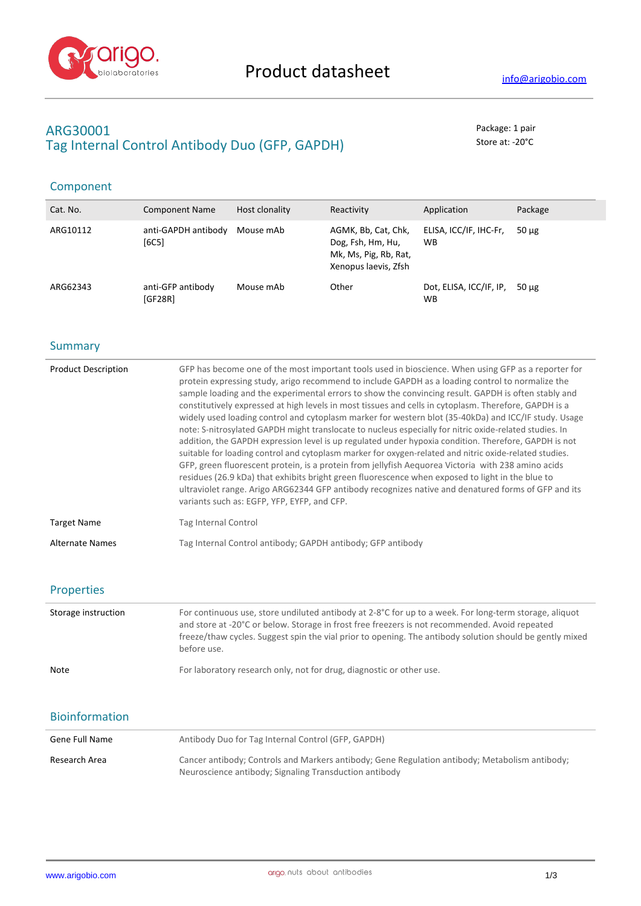# ARG30001
## Tag Internal Control Antibody Duo (GFP, GAPDH)

Package: 1 pair
Store at: -20°C

## Component

| Cat. No. | Component Name | Host clonality | Reactivity | Application | Package |
|---|---|---|---|---|---|
| ARG10112 | anti-GAPDH antibody [6C5] | Mouse mAb | AGMK, Bb, Cat, Chk, Dog, Fsh, Hm, Hu, Mk, Ms, Pig, Rb, Rat, Xenopus laevis, Zfsh | ELISA, ICC/IF, IHC-Fr, WB | 50 µg |
| ARG62343 | anti-GFP antibody [GF28R] | Mouse mAb | Other | Dot, ELISA, ICC/IF, IP, WB | 50 µg |

## Summary

| | |
|---|---|
| Product Description | GFP has become one of the most important tools used in bioscience. When using GFP as a reporter for protein expressing study, arigo recommend to include GAPDH as a loading control to normalize the sample loading and the experimental errors to show the convincing result. GAPDH is often stably and constitutively expressed at high levels in most tissues and cells in cytoplasm. Therefore, GAPDH is a widely used loading control and cytoplasm marker for western blot (35-40kDa) and ICC/IF study. Usage note: S-nitrosylated GAPDH might translocate to nucleus especially for nitric oxide-related studies. In addition, the GAPDH expression level is up regulated under hypoxia condition. Therefore, GAPDH is not suitable for loading control and cytoplasm marker for oxygen-related and nitric oxide-related studies. GFP, green fluorescent protein, is a protein from jellyfish Aequorea Victoria with 238 amino acids residues (26.9 kDa) that exhibits bright green fluorescence when exposed to light in the blue to ultraviolet range. Arigo ARG62344 GFP antibody recognizes native and denatured forms of GFP and its variants such as: EGFP, YFP, EYFP, and CFP. |
| Target Name | Tag Internal Control |
| Alternate Names | Tag Internal Control antibody; GAPDH antibody; GFP antibody |

## Properties

| | |
|---|---|
| Storage instruction | For continuous use, store undiluted antibody at 2-8°C for up to a week. For long-term storage, aliquot and store at -20°C or below. Storage in frost free freezers is not recommended. Avoid repeated freeze/thaw cycles. Suggest spin the vial prior to opening. The antibody solution should be gently mixed before use. |
| Note | For laboratory research only, not for drug, diagnostic or other use. |

## Bioinformation

| | |
|---|---|
| Gene Full Name | Antibody Duo for Tag Internal Control (GFP, GAPDH) |
| Research Area | Cancer antibody; Controls and Markers antibody; Gene Regulation antibody; Metabolism antibody; Neuroscience antibody; Signaling Transduction antibody |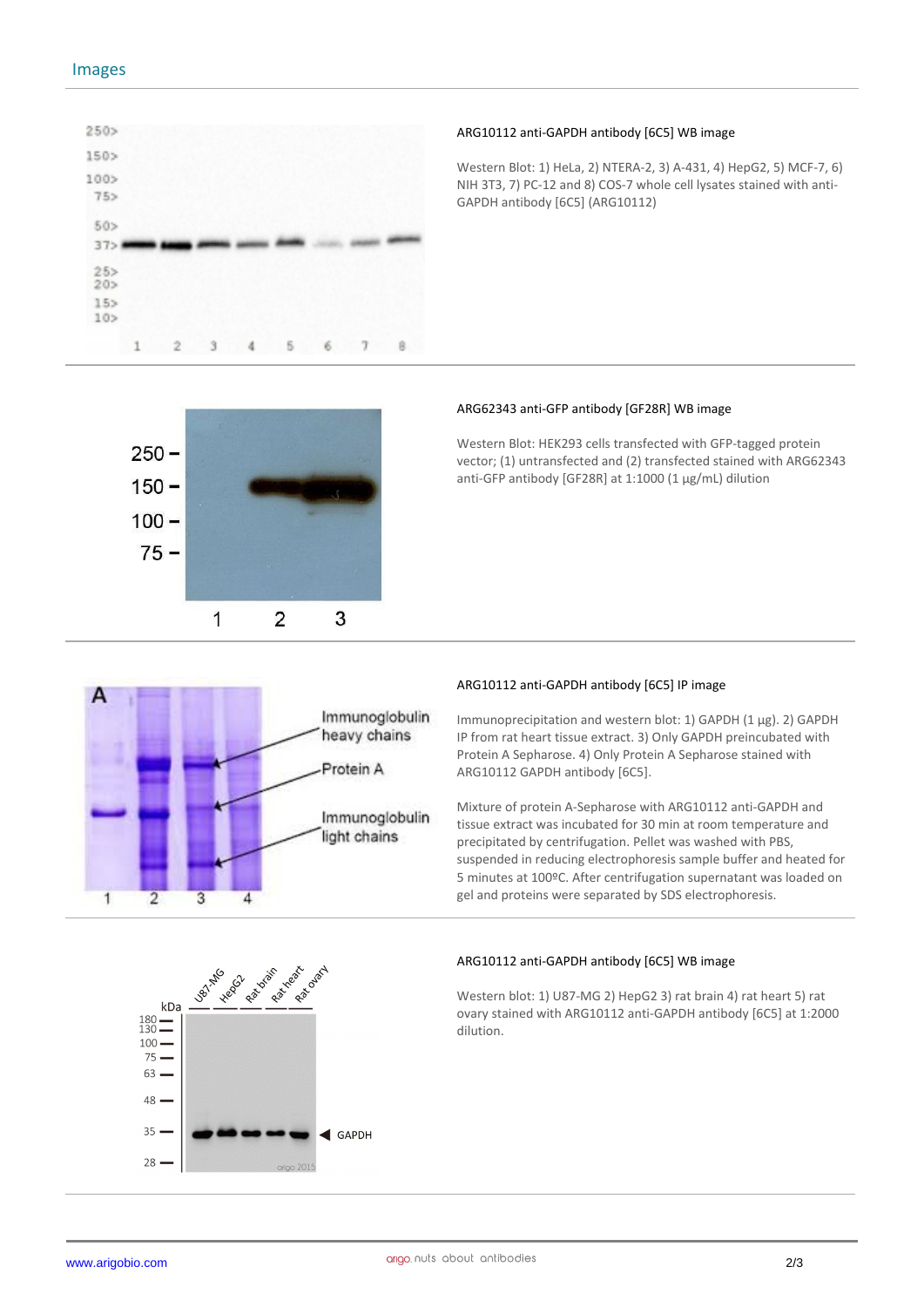## Images

**ARG10112 anti-GAPDH antibody [6C5] WB image**

Western Blot: 1) HeLa, 2) NTERA-2, 3) A-431, 4) HepG2, 5) MCF-7, 6) NIH 3T3, 7) PC-12 and 8) COS-7 whole cell lysates stained with anti-GAPDH antibody [6C5] (ARG10112)

**ARG62343 anti-GFP antibody [GF28R] WB image**

Western Blot: HEK293 cells transfected with GFP-tagged protein vector; (1) untransfected and (2) transfected stained with ARG62343 anti-GFP antibody [GF28R] at 1:1000 (1 µg/mL) dilution

**ARG10112 anti-GAPDH antibody [6C5] IP image**

Immunoprecipitation and western blot: 1) GAPDH (1 µg). 2) GAPDH IP from rat heart tissue extract. 3) Only GAPDH preincubated with Protein A Sepharose. 4) Only Protein A Sepharose stained with ARG10112 GAPDH antibody [6C5].

Mixture of protein A-Sepharose with ARG10112 anti-GAPDH and tissue extract was incubated for 30 min at room temperature and precipitated by centrifugation. Pellet was washed with PBS, suspended in reducing electrophoresis sample buffer and heated for 5 minutes at 100ºC. After centrifugation supernatant was loaded on gel and proteins were separated by SDS electrophoresis.

**ARG10112 anti-GAPDH antibody [6C5] WB image**

Western blot: 1) U87-MG 2) HepG2 3) rat brain 4) rat heart 5) rat ovary stained with ARG10112 anti-GAPDH antibody [6C5] at 1:2000 dilution.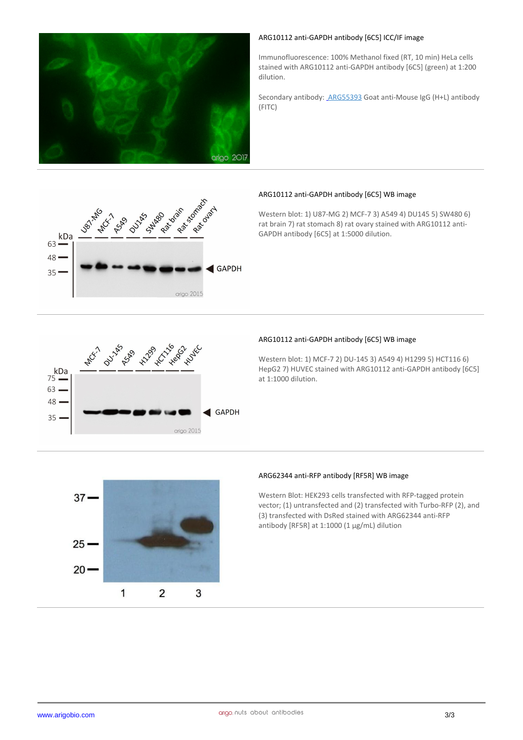arigo 2017

### ARG10112 anti-GAPDH antibody [6C5] ICC/IF image

Immunofluorescence: 100% Methanol fixed (RT, 10 min) HeLa cells stained with ARG10112 anti-GAPDH antibody [6C5] (green) at 1:200 dilution.

Secondary antibody: ARG55393 Goat anti-Mouse IgG (H+L) antibody (FITC)

---

U87-MG
MCF-7
A549
DU145
SW480
Rat brain
Rat stomach
Rat ovary
kDa
63
48
35
GAPDH
arigo 2015

### ARG10112 anti-GAPDH antibody [6C5] WB image

Western blot: 1) U87-MG 2) MCF-7 3) A549 4) DU145 5) SW480 6) rat brain 7) rat stomach 8) rat ovary stained with ARG10112 anti-GAPDH antibody [6C5] at 1:5000 dilution.

---

MCF-7
DU-145
A549
H1299
HCT116
HepG2
HUVEC
kDa
75
63
48
35
GAPDH
arigo 2015

### ARG10112 anti-GAPDH antibody [6C5] WB image

Western blot: 1) MCF-7 2) DU-145 3) A549 4) H1299 5) HCT116 6) HepG2 7) HUVEC stained with ARG10112 anti-GAPDH antibody [6C5] at 1:1000 dilution.

---

37
25
20
1
2
3

### ARG62344 anti-RFP antibody [RF5R] WB image

Western Blot: HEK293 cells transfected with RFP-tagged protein vector; (1) untransfected and (2) transfected with Turbo-RFP (2), and (3) transfected with DsRed stained with ARG62344 anti-RFP antibody [RF5R] at 1:1000 (1 µg/mL) dilution

---

www.arigobio.com

arigo.nuts about antibodies